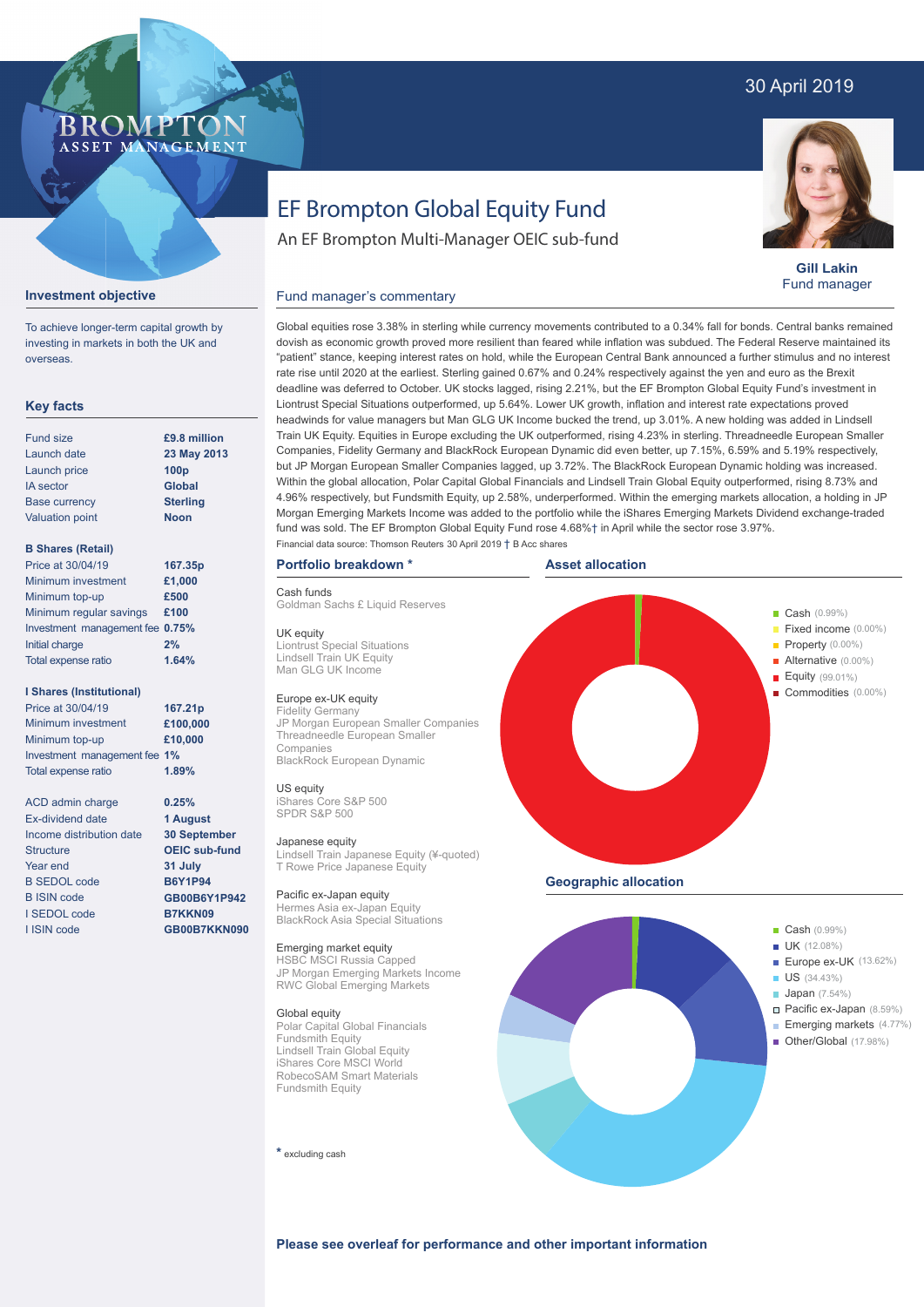30 April 2019

# EF Brompton Global Equity Fund

An EF Brompton Multi-Manager OEIC sub-fund

**Gill Lakin**
Fund manager

## Investment objective

To achieve longer-term capital growth by investing in markets in both the UK and overseas.

## Key facts

| | |
|---|---|
| Fund size | **£9.8 million** |
| Launch date | **23 May 2013** |
| Launch price | **100p** |
| IA sector | **Global** |
| Base currency | **Sterling** |
| Valuation point | **Noon** |

**B Shares (Retail)**

| | |
|---|---|
| Price at 30/04/19 | **167.35p** |
| Minimum investment | **£1,000** |
| Minimum top-up | **£500** |
| Minimum regular savings | **£100** |
| Investment management fee | **0.75%** |
| Initial charge | **2%** |
| Total expense ratio | **1.64%** |

**I Shares (Institutional)**

| | |
|---|---|
| Price at 30/04/19 | **167.21p** |
| Minimum investment | **£100,000** |
| Minimum top-up | **£10,000** |
| Investment management fee | **1%** |
| Total expense ratio | **1.89%** |

| | |
|---|---|
| ACD admin charge | **0.25%** |
| Ex-dividend date | **1 August** |
| Income distribution date | **30 September** |
| Structure | **OEIC sub-fund** |
| Year end | **31 July** |
| B SEDOL code | **B6Y1P94** |
| B ISIN code | **GB00B6Y1P942** |
| I SEDOL code | **B7KKN09** |
| I ISIN code | **GB00B7KKN090** |

## Fund manager's commentary

Global equities rose 3.38% in sterling while currency movements contributed to a 0.34% fall for bonds. Central banks remained dovish as economic growth proved more resilient than feared while inflation was subdued. The Federal Reserve maintained its "patient" stance, keeping interest rates on hold, while the European Central Bank announced a further stimulus and no interest rate rise until 2020 at the earliest. Sterling gained 0.67% and 0.24% respectively against the yen and euro as the Brexit deadline was deferred to October. UK stocks lagged, rising 2.21%, but the EF Brompton Global Equity Fund's investment in Liontrust Special Situations outperformed, up 5.64%. Lower UK growth, inflation and interest rate expectations proved headwinds for value managers but Man GLG UK Income bucked the trend, up 3.01%. A new holding was added in Lindsell Train UK Equity. Equities in Europe excluding the UK outperformed, rising 4.23% in sterling. Threadneedle European Smaller Companies, Fidelity Germany and BlackRock European Dynamic did even better, up 7.15%, 6.59% and 5.19% respectively, but JP Morgan European Smaller Companies lagged, up 3.72%. The BlackRock European Dynamic holding was increased. Within the global allocation, Polar Capital Global Financials and Lindsell Train Global Equity outperformed, rising 8.73% and 4.96% respectively, but Fundsmith Equity, up 2.58%, underperformed. Within the emerging markets allocation, a holding in JP Morgan Emerging Markets Income was added to the portfolio while the iShares Emerging Markets Dividend exchange-traded fund was sold. The EF Brompton Global Equity Fund rose 4.68%† in April while the sector rose 3.97%.

Financial data source: Thomson Reuters 30 April 2019 † B Acc shares

## Portfolio breakdown *

**Cash funds**
Goldman Sachs £ Liquid Reserves

**UK equity**
Liontrust Special Situations
Lindsell Train UK Equity
Man GLG UK Income

**Europe ex-UK equity**
Fidelity Germany
JP Morgan European Smaller Companies
Threadneedle European Smaller Companies
BlackRock European Dynamic

**US equity**
iShares Core S&P 500
SPDR S&P 500

**Japanese equity**
Lindsell Train Japanese Equity (¥-quoted)
T Rowe Price Japanese Equity

**Pacific ex-Japan equity**
Hermes Asia ex-Japan Equity
BlackRock Asia Special Situations

**Emerging market equity**
HSBC MSCI Russia Capped
JP Morgan Emerging Markets Income
RWC Global Emerging Markets

**Global equity**
Polar Capital Global Financials
Fundsmith Equity
Lindsell Train Global Equity
iShares Core MSCI World
RobecoSAM Smart Materials
Fundsmith Equity

* excluding cash

## Asset allocation

- Cash (0.99%)
- Fixed income (0.00%)
- Property (0.00%)
- Alternative (0.00%)
- Equity (99.01%)
- Commodities (0.00%)

## Geographic allocation

- Cash (0.99%)
- UK (12.08%)
- Europe ex-UK (13.62%)
- US (34.43%)
- Japan (7.54%)
- Pacific ex-Japan (8.59%)
- Emerging markets (4.77%)
- Other/Global (17.98%)

**Please see overleaf for performance and other important information**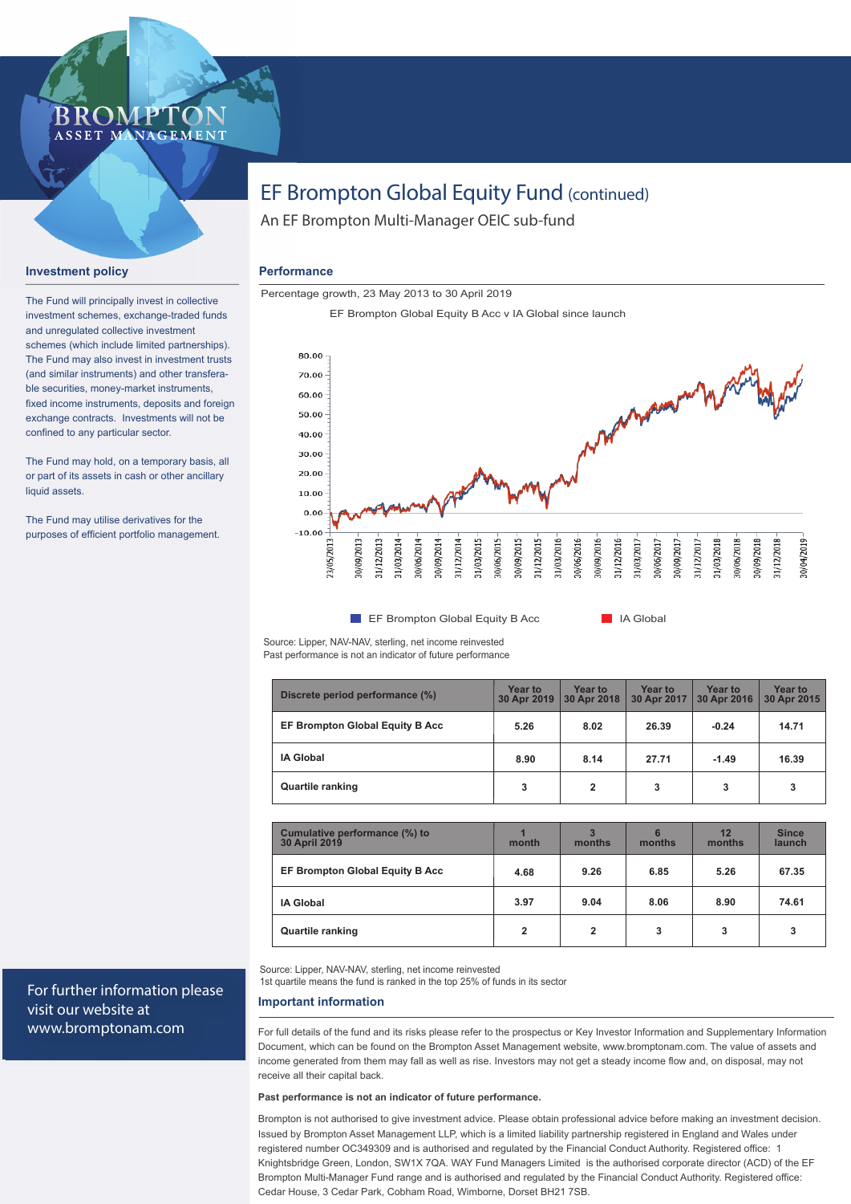# EF Brompton Global Equity Fund (continued)

An EF Brompton Multi-Manager OEIC sub-fund

## Investment policy

The Fund will principally invest in collective investment schemes, exchange-traded funds and unregulated collective investment schemes (which include limited partnerships). The Fund may also invest in investment trusts (and similar instruments) and other transferable securities, money-market instruments, fixed income instruments, deposits and foreign exchange contracts. Investments will not be confined to any particular sector.

The Fund may hold, on a temporary basis, all or part of its assets in cash or other ancillary liquid assets.

The Fund may utilise derivatives for the purposes of efficient portfolio management.

For further information please visit our website at www.bromptonam.com

## Performance

Percentage growth, 23 May 2013 to 30 April 2019

EF Brompton Global Equity B Acc v IA Global since launch

80.00
70.00
60.00
50.00
40.00
30.00
20.00
10.00
0.00
-10.00

23/05/2013 30/09/2013 31/12/2013 31/03/2014 30/06/2014 30/09/2014 31/12/2014 31/03/2015 30/06/2015 30/09/2015 31/12/2015 31/03/2016 30/06/2016 30/09/2016 31/12/2016 31/03/2017 30/06/2017 30/09/2017 31/12/2017 31/03/2018 30/06/2018 30/09/2018 31/12/2018 30/04/2019

EF Brompton Global Equity B Acc
IA Global

Source: Lipper, NAV-NAV, sterling, net income reinvested
Past performance is not an indicator of future performance

| Discrete period performance (%) | Year to 30 Apr 2019 | Year to 30 Apr 2018 | Year to 30 Apr 2017 | Year to 30 Apr 2016 | Year to 30 Apr 2015 |
|---|---|---|---|---|---|
| **EF Brompton Global Equity B Acc** | 5.26 | 8.02 | 26.39 | -0.24 | 14.71 |
| **IA Global** | 8.90 | 8.14 | 27.71 | -1.49 | 16.39 |
| **Quartile ranking** | 3 | 2 | 3 | 3 | 3 |

| Cumulative performance (%) to 30 April 2019 | 1 month | 3 months | 6 months | 12 months | Since launch |
|---|---|---|---|---|---|
| **EF Brompton Global Equity B Acc** | 4.68 | 9.26 | 6.85 | 5.26 | 67.35 |
| **IA Global** | 3.97 | 9.04 | 8.06 | 8.90 | 74.61 |
| **Quartile ranking** | 2 | 2 | 3 | 3 | 3 |

Source: Lipper, NAV-NAV, sterling, net income reinvested
1st quartile means the fund is ranked in the top 25% of funds in its sector

## Important information

For full details of the fund and its risks please refer to the prospectus or Key Investor Information and Supplementary Information Document, which can be found on the Brompton Asset Management website, www.bromptonam.com. The value of assets and income generated from them may fall as well as rise. Investors may not get a steady income flow and, on disposal, may not receive all their capital back.

**Past performance is not an indicator of future performance.**

Brompton is not authorised to give investment advice. Please obtain professional advice before making an investment decision. Issued by Brompton Asset Management LLP, which is a limited liability partnership registered in England and Wales under registered number OC349309 and is authorised and regulated by the Financial Conduct Authority. Registered office: 1 Knightsbridge Green, London, SW1X 7QA. WAY Fund Managers Limited is the authorised corporate director (ACD) of the EF Brompton Multi-Manager Fund range and is authorised and regulated by the Financial Conduct Authority. Registered office: Cedar House, 3 Cedar Park, Cobham Road, Wimborne, Dorset BH21 7SB.